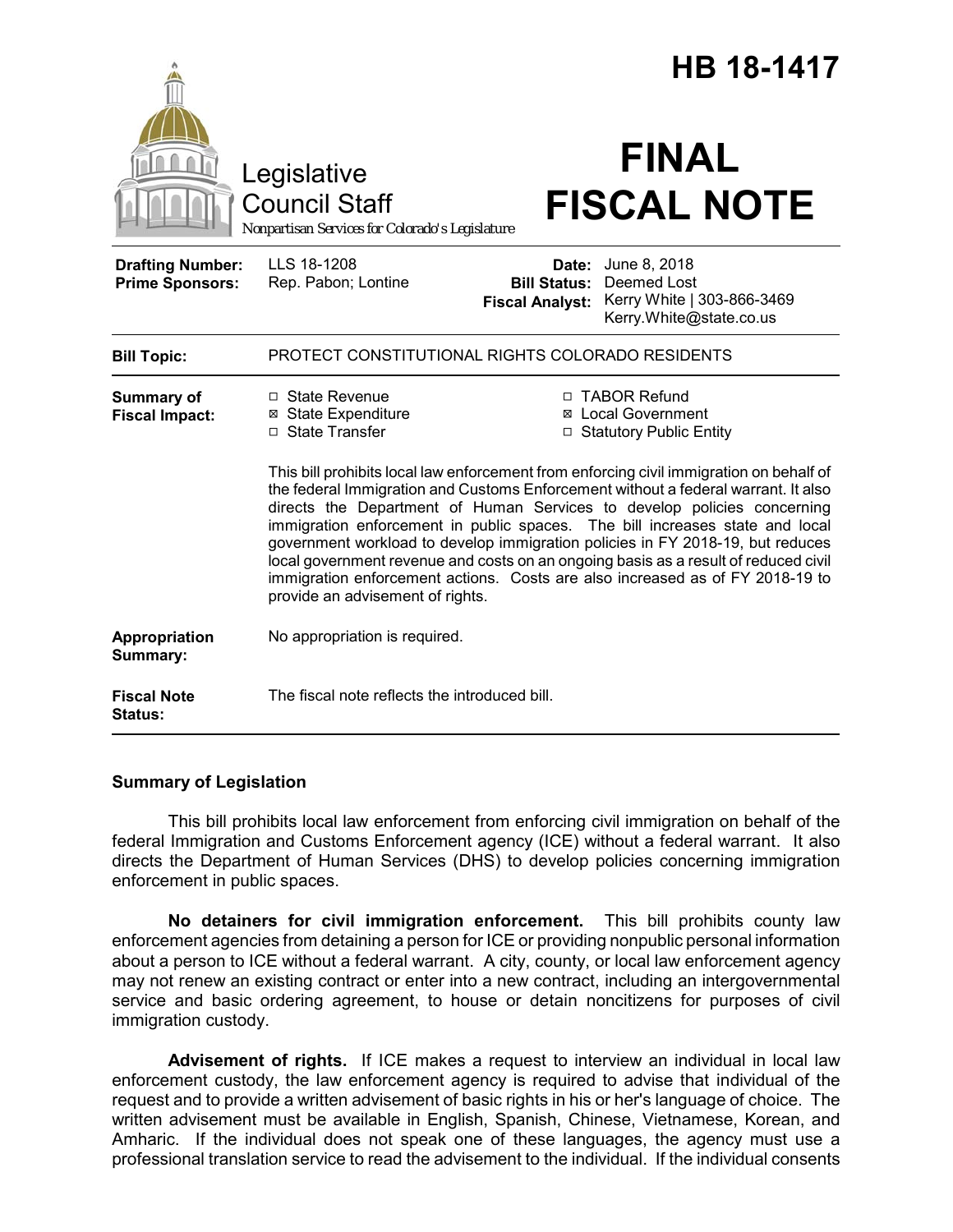# HB 18-1417

Legislative Council Staff

*Nonpartisan Services for Colorado's Legislature*

# FINAL FISCAL NOTE

| | | | |
|---|---|---|---|
| **Drafting Number:** | LLS 18-1208 | **Date:** | June 8, 2018 |
| **Prime Sponsors:** | Rep. Pabon; Lontine | **Bill Status:** | Deemed Lost |
| | | **Fiscal Analyst:** | Kerry White \| 303-866-3469 Kerry.White@state.co.us |

| | |
|---|---|
| **Bill Topic:** | PROTECT CONSTITUTIONAL RIGHTS COLORADO RESIDENTS |
| **Summary of Fiscal Impact:** | ☐ State Revenue ☒ State Expenditure ☐ State Transfer ☐ TABOR Refund ☒ Local Government ☐ Statutory Public Entity<br><br>This bill prohibits local law enforcement from enforcing civil immigration on behalf of the federal Immigration and Customs Enforcement without a federal warrant. It also directs the Department of Human Services to develop policies concerning immigration enforcement in public spaces. The bill increases state and local government workload to develop immigration policies in FY 2018-19, but reduces local government revenue and costs on an ongoing basis as a result of reduced civil immigration enforcement actions. Costs are also increased as of FY 2018-19 to provide an advisement of rights. |
| **Appropriation Summary:** | No appropriation is required. |
| **Fiscal Note Status:** | The fiscal note reflects the introduced bill. |

## Summary of Legislation

This bill prohibits local law enforcement from enforcing civil immigration on behalf of the federal Immigration and Customs Enforcement agency (ICE) without a federal warrant. It also directs the Department of Human Services (DHS) to develop policies concerning immigration enforcement in public spaces.

**No detainers for civil immigration enforcement.** This bill prohibits county law enforcement agencies from detaining a person for ICE or providing nonpublic personal information about a person to ICE without a federal warrant. A city, county, or local law enforcement agency may not renew an existing contract or enter into a new contract, including an intergovernmental service and basic ordering agreement, to house or detain noncitizens for purposes of civil immigration custody.

**Advisement of rights.** If ICE makes a request to interview an individual in local law enforcement custody, the law enforcement agency is required to advise that individual of the request and to provide a written advisement of basic rights in his or her's language of choice. The written advisement must be available in English, Spanish, Chinese, Vietnamese, Korean, and Amharic. If the individual does not speak one of these languages, the agency must use a professional translation service to read the advisement to the individual. If the individual consents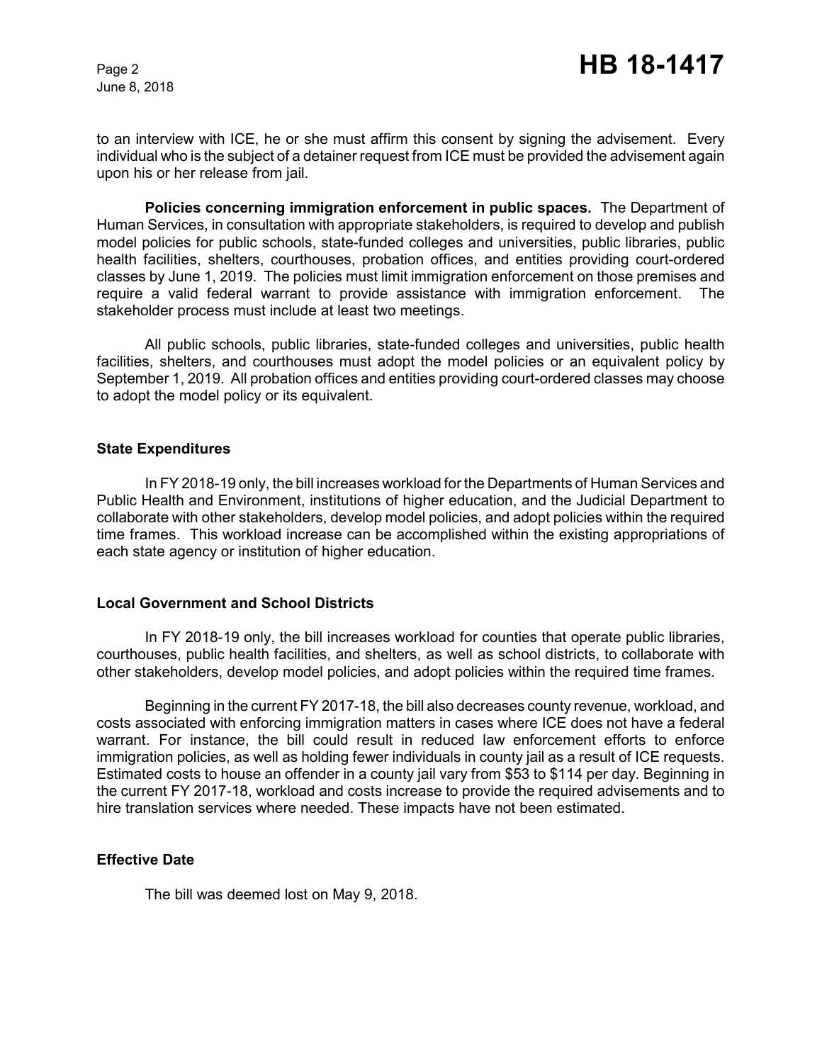to an interview with ICE, he or she must affirm this consent by signing the advisement. Every individual who is the subject of a detainer request from ICE must be provided the advisement again upon his or her release from jail.

**Policies concerning immigration enforcement in public spaces.** The Department of Human Services, in consultation with appropriate stakeholders, is required to develop and publish model policies for public schools, state-funded colleges and universities, public libraries, public health facilities, shelters, courthouses, probation offices, and entities providing court-ordered classes by June 1, 2019. The policies must limit immigration enforcement on those premises and require a valid federal warrant to provide assistance with immigration enforcement. The stakeholder process must include at least two meetings.

All public schools, public libraries, state-funded colleges and universities, public health facilities, shelters, and courthouses must adopt the model policies or an equivalent policy by September 1, 2019. All probation offices and entities providing court-ordered classes may choose to adopt the model policy or its equivalent.

## State Expenditures

In FY 2018-19 only, the bill increases workload for the Departments of Human Services and Public Health and Environment, institutions of higher education, and the Judicial Department to collaborate with other stakeholders, develop model policies, and adopt policies within the required time frames. This workload increase can be accomplished within the existing appropriations of each state agency or institution of higher education.

## Local Government and School Districts

In FY 2018-19 only, the bill increases workload for counties that operate public libraries, courthouses, public health facilities, and shelters, as well as school districts, to collaborate with other stakeholders, develop model policies, and adopt policies within the required time frames.

Beginning in the current FY 2017-18, the bill also decreases county revenue, workload, and costs associated with enforcing immigration matters in cases where ICE does not have a federal warrant. For instance, the bill could result in reduced law enforcement efforts to enforce immigration policies, as well as holding fewer individuals in county jail as a result of ICE requests. Estimated costs to house an offender in a county jail vary from $53 to $114 per day. Beginning in the current FY 2017-18, workload and costs increase to provide the required advisements and to hire translation services where needed. These impacts have not been estimated.

## Effective Date

The bill was deemed lost on May 9, 2018.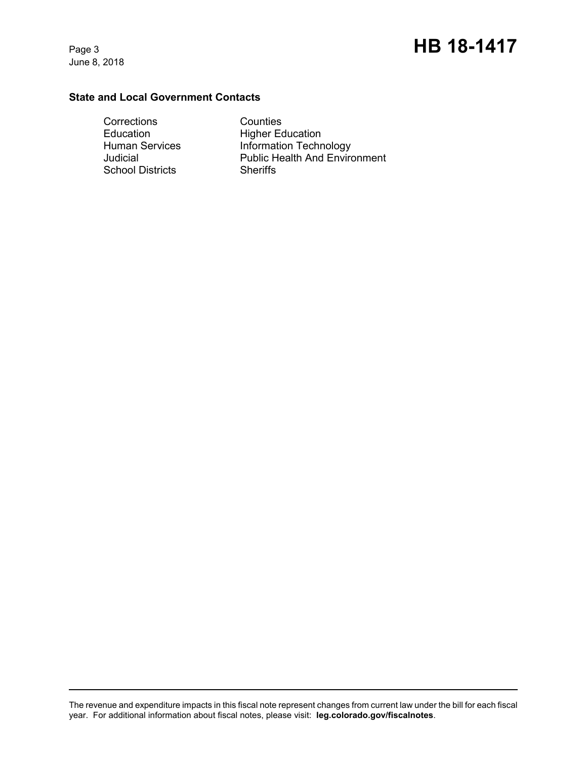## State and Local Government Contacts

| | |
|---|---|
| Corrections | Counties |
| Education | Higher Education |
| Human Services | Information Technology |
| Judicial | Public Health And Environment |
| School Districts | Sheriffs |

The revenue and expenditure impacts in this fiscal note represent changes from current law under the bill for each fiscal year. For additional information about fiscal notes, please visit: **leg.colorado.gov/fiscalnotes**.